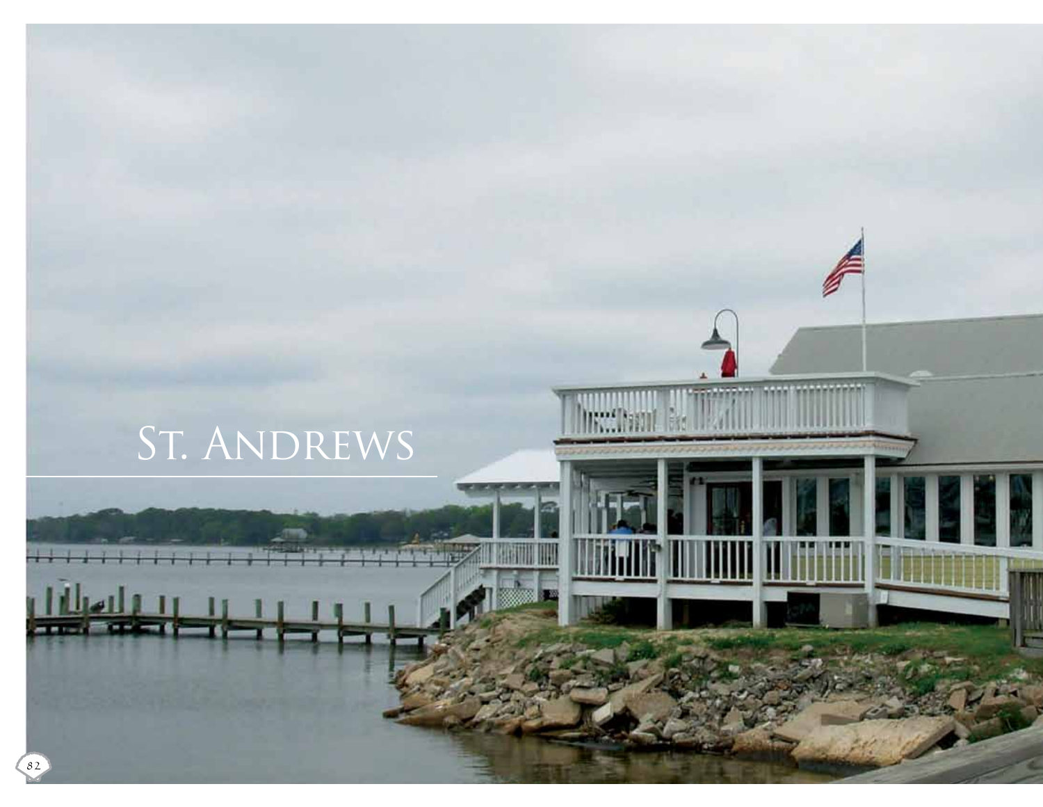# St. Andrews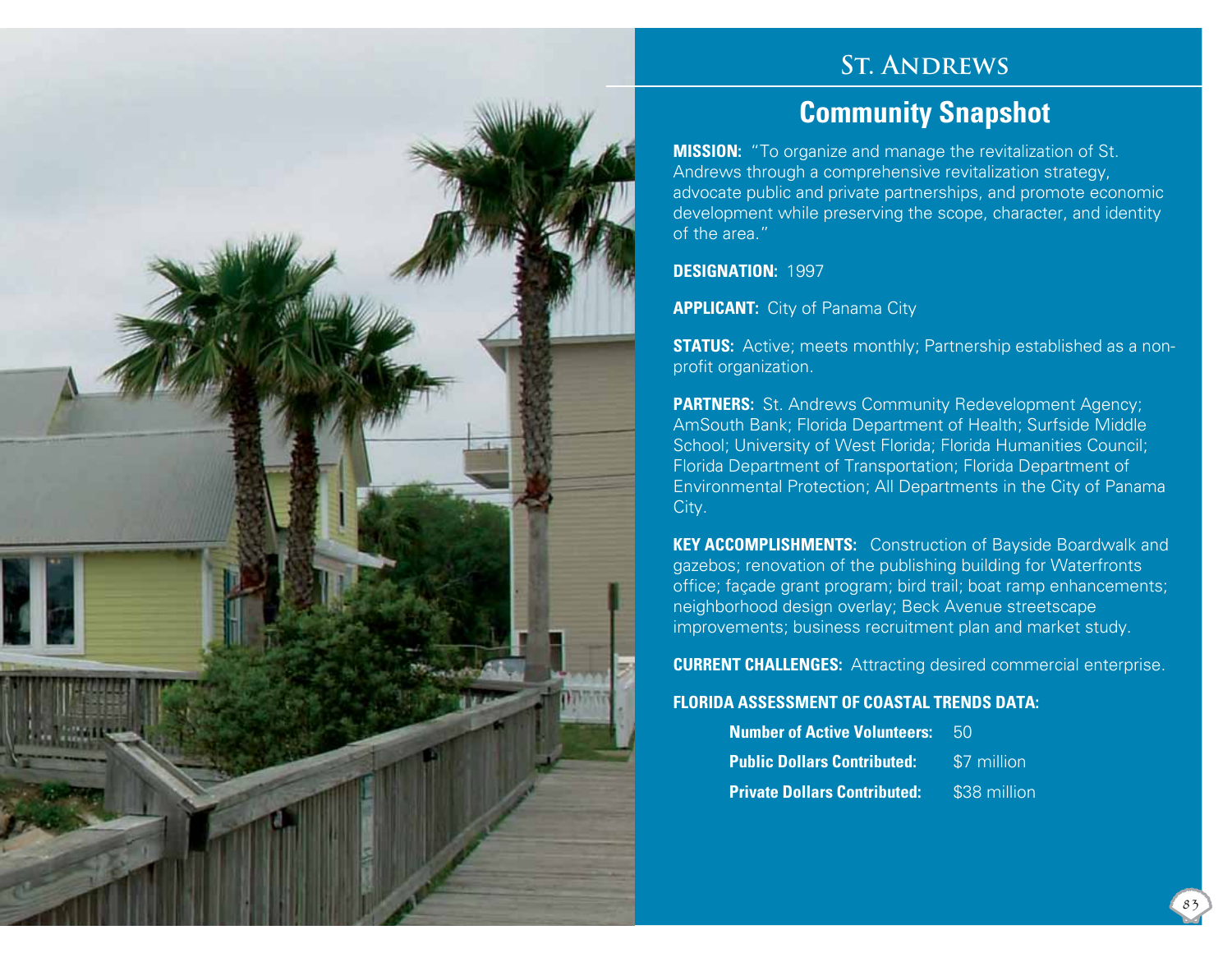# St. Andrews

## Community Snapshot

**MISSION:** "To organize and manage the revitalization of St. Andrews through a comprehensive revitalization strategy, advocate public and private partnerships, and promote economic development while preserving the scope, character, and identity of the area."

**DESIGNATION:** 1997

**APPLICANT:** City of Panama City

**STATUS:** Active; meets monthly; Partnership established as a non-profit organization.

**PARTNERS:** St. Andrews Community Redevelopment Agency; AmSouth Bank; Florida Department of Health; Surfside Middle School; University of West Florida; Florida Humanities Council; Florida Department of Transportation; Florida Department of Environmental Protection; All Departments in the City of Panama City.

**KEY ACCOMPLISHMENTS:** Construction of Bayside Boardwalk and gazebos; renovation of the publishing building for Waterfronts office; façade grant program; bird trail; boat ramp enhancements; neighborhood design overlay; Beck Avenue streetscape improvements; business recruitment plan and market study.

**CURRENT CHALLENGES:** Attracting desired commercial enterprise.

**FLORIDA ASSESSMENT OF COASTAL TRENDS DATA:**

| | |
|---|---|
| **Number of Active Volunteers:** | 50 |
| **Public Dollars Contributed:** | $7 million |
| **Private Dollars Contributed:** | $38 million |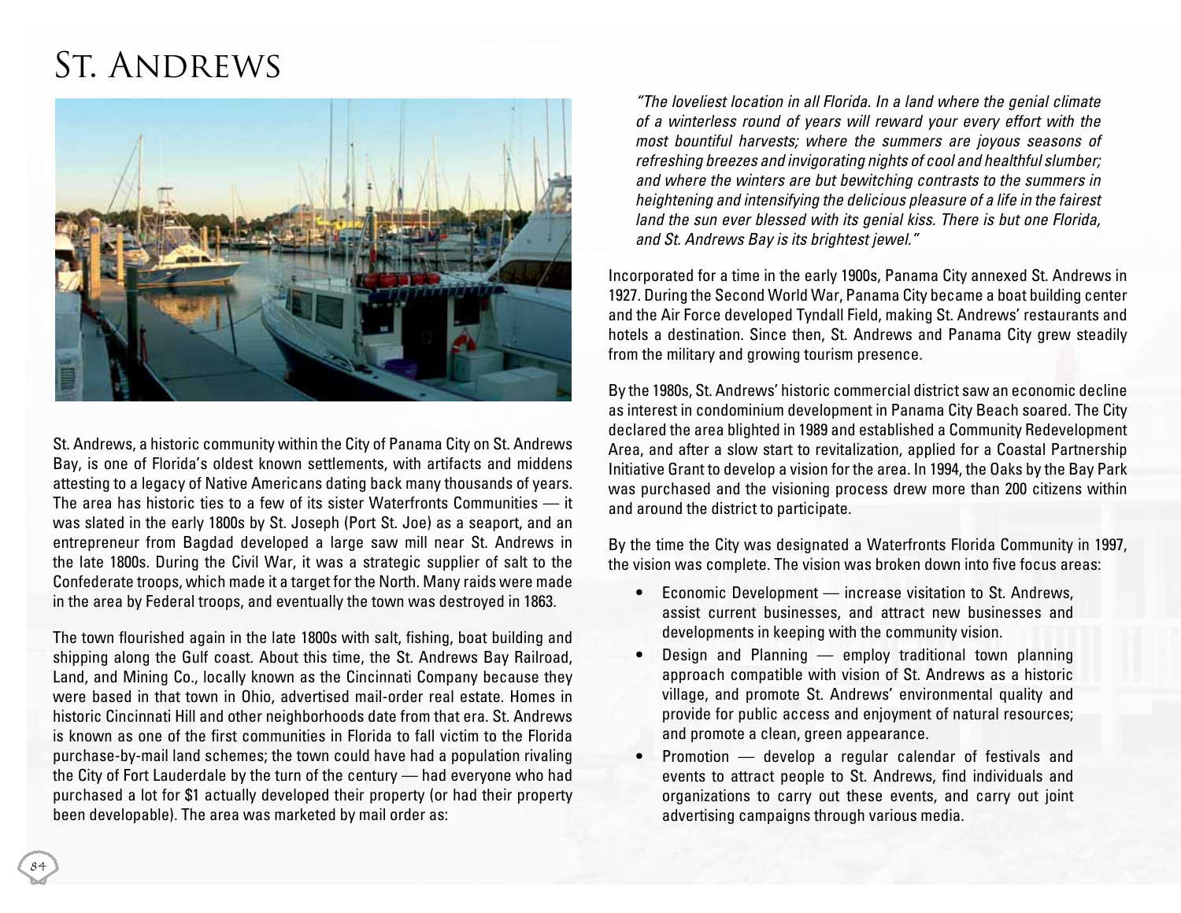# St. Andrews

St. Andrews, a historic community within the City of Panama City on St. Andrews Bay, is one of Florida's oldest known settlements, with artifacts and middens attesting to a legacy of Native Americans dating back many thousands of years. The area has historic ties to a few of its sister Waterfronts Communities — it was slated in the early 1800s by St. Joseph (Port St. Joe) as a seaport, and an entrepreneur from Bagdad developed a large saw mill near St. Andrews in the late 1800s. During the Civil War, it was a strategic supplier of salt to the Confederate troops, which made it a target for the North. Many raids were made in the area by Federal troops, and eventually the town was destroyed in 1863.

The town flourished again in the late 1800s with salt, fishing, boat building and shipping along the Gulf coast. About this time, the St. Andrews Bay Railroad, Land, and Mining Co., locally known as the Cincinnati Company because they were based in that town in Ohio, advertised mail-order real estate. Homes in historic Cincinnati Hill and other neighborhoods date from that era. St. Andrews is known as one of the first communities in Florida to fall victim to the Florida purchase-by-mail land schemes; the town could have had a population rivaling the City of Fort Lauderdale by the turn of the century — had everyone who had purchased a lot for $1 actually developed their property (or had their property been developable). The area was marketed by mail order as:

*"The loveliest location in all Florida. In a land where the genial climate of a winterless round of years will reward your every effort with the most bountiful harvests; where the summers are joyous seasons of refreshing breezes and invigorating nights of cool and healthful slumber; and where the winters are but bewitching contrasts to the summers in heightening and intensifying the delicious pleasure of a life in the fairest land the sun ever blessed with its genial kiss. There is but one Florida, and St. Andrews Bay is its brightest jewel."*

Incorporated for a time in the early 1900s, Panama City annexed St. Andrews in 1927. During the Second World War, Panama City became a boat building center and the Air Force developed Tyndall Field, making St. Andrews' restaurants and hotels a destination. Since then, St. Andrews and Panama City grew steadily from the military and growing tourism presence.

By the 1980s, St. Andrews' historic commercial district saw an economic decline as interest in condominium development in Panama City Beach soared. The City declared the area blighted in 1989 and established a Community Redevelopment Area, and after a slow start to revitalization, applied for a Coastal Partnership Initiative Grant to develop a vision for the area. In 1994, the Oaks by the Bay Park was purchased and the visioning process drew more than 200 citizens within and around the district to participate.

By the time the City was designated a Waterfronts Florida Community in 1997, the vision was complete. The vision was broken down into five focus areas:

- Economic Development — increase visitation to St. Andrews, assist current businesses, and attract new businesses and developments in keeping with the community vision.
- Design and Planning — employ traditional town planning approach compatible with vision of St. Andrews as a historic village, and promote St. Andrews' environmental quality and provide for public access and enjoyment of natural resources; and promote a clean, green appearance.
- Promotion — develop a regular calendar of festivals and events to attract people to St. Andrews, find individuals and organizations to carry out these events, and carry out joint advertising campaigns through various media.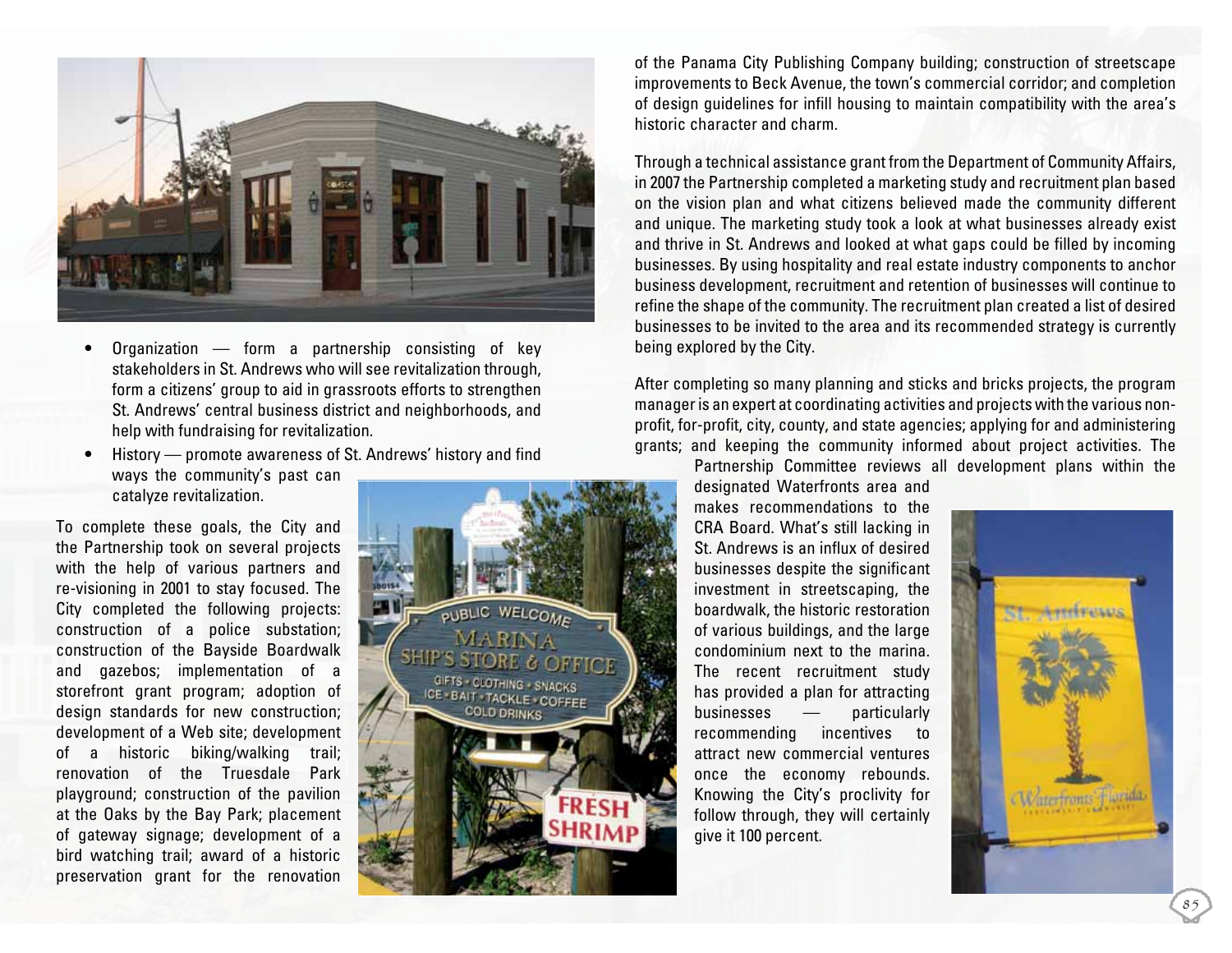- Organization — form a partnership consisting of key stakeholders in St. Andrews who will see revitalization through, form a citizens' group to aid in grassroots efforts to strengthen St. Andrews' central business district and neighborhoods, and help with fundraising for revitalization.
- History — promote awareness of St. Andrews' history and find ways the community's past can catalyze revitalization.

To complete these goals, the City and the Partnership took on several projects with the help of various partners and re-visioning in 2001 to stay focused. The City completed the following projects: construction of a police substation; construction of the Bayside Boardwalk and gazebos; implementation of a storefront grant program; adoption of design standards for new construction; development of a Web site; development of a historic biking/walking trail; renovation of the Truesdale Park playground; construction of the pavilion at the Oaks by the Bay Park; placement of gateway signage; development of a bird watching trail; award of a historic preservation grant for the renovation of the Panama City Publishing Company building; construction of streetscape improvements to Beck Avenue, the town's commercial corridor; and completion of design guidelines for infill housing to maintain compatibility with the area's historic character and charm.

Through a technical assistance grant from the Department of Community Affairs, in 2007 the Partnership completed a marketing study and recruitment plan based on the vision plan and what citizens believed made the community different and unique. The marketing study took a look at what businesses already exist and thrive in St. Andrews and looked at what gaps could be filled by incoming businesses. By using hospitality and real estate industry components to anchor business development, recruitment and retention of businesses will continue to refine the shape of the community. The recruitment plan created a list of desired businesses to be invited to the area and its recommended strategy is currently being explored by the City.

After completing so many planning and sticks and bricks projects, the program manager is an expert at coordinating activities and projects with the various non-profit, for-profit, city, county, and state agencies; applying for and administering grants; and keeping the community informed about project activities. The Partnership Committee reviews all development plans within the designated Waterfronts area and makes recommendations to the CRA Board. What's still lacking in St. Andrews is an influx of desired businesses despite the significant investment in streetscaping, the boardwalk, the historic restoration of various buildings, and the large condominium next to the marina. The recent recruitment study has provided a plan for attracting businesses — particularly recommending incentives to attract new commercial ventures once the economy rebounds. Knowing the City's proclivity for follow through, they will certainly give it 100 percent.